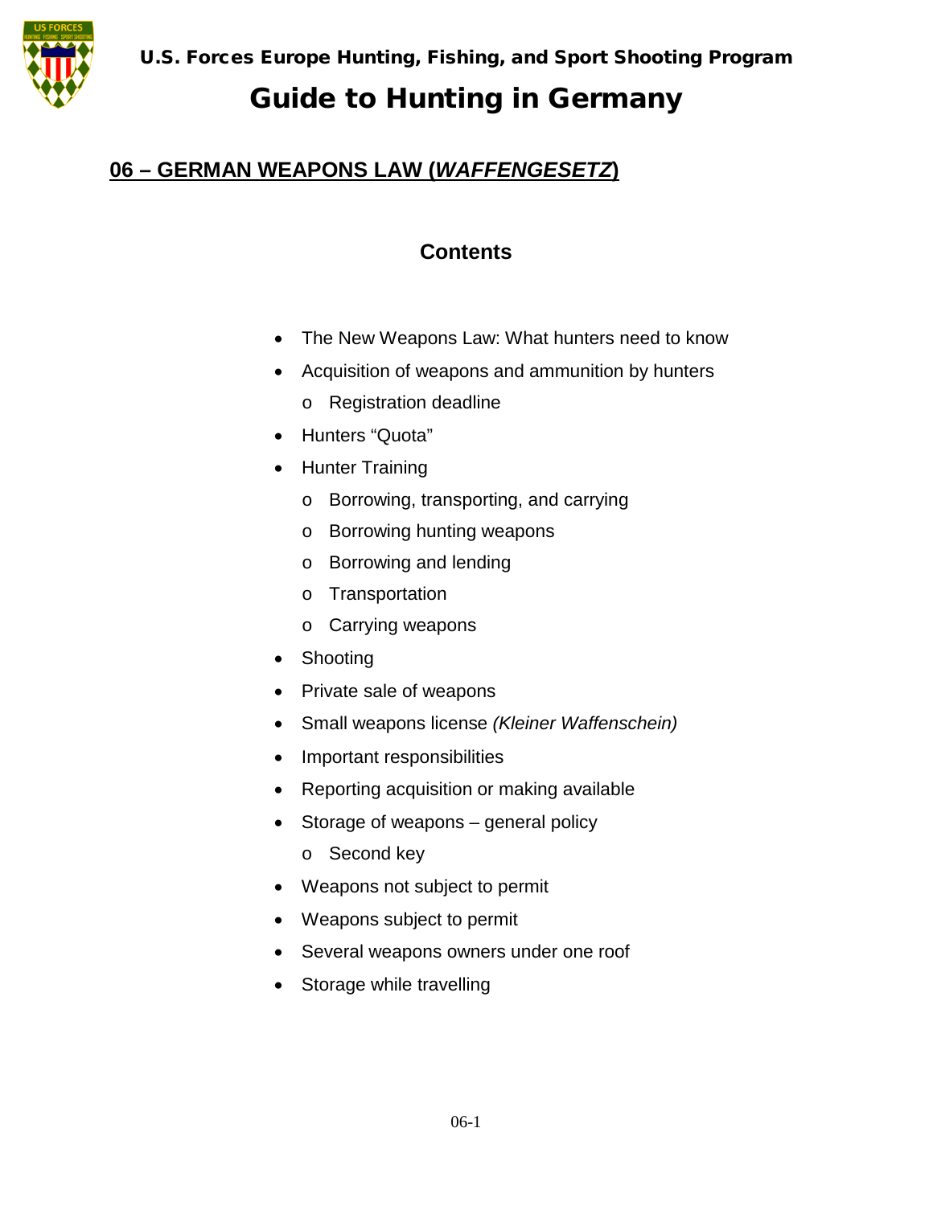U.S. Forces Europe Hunting, Fishing, and Sport Shooting Program

# Guide to Hunting in Germany

## 06 – GERMAN WEAPONS LAW (*WAFFENGESETZ*)

### Contents

- The New Weapons Law: What hunters need to know
- Acquisition of weapons and ammunition by hunters
  - Registration deadline
- Hunters "Quota"
- Hunter Training
  - Borrowing, transporting, and carrying
  - Borrowing hunting weapons
  - Borrowing and lending
  - Transportation
  - Carrying weapons
- Shooting
- Private sale of weapons
- Small weapons license *(Kleiner Waffenschein)*
- Important responsibilities
- Reporting acquisition or making available
- Storage of weapons – general policy
  - Second key
- Weapons not subject to permit
- Weapons subject to permit
- Several weapons owners under one roof
- Storage while travelling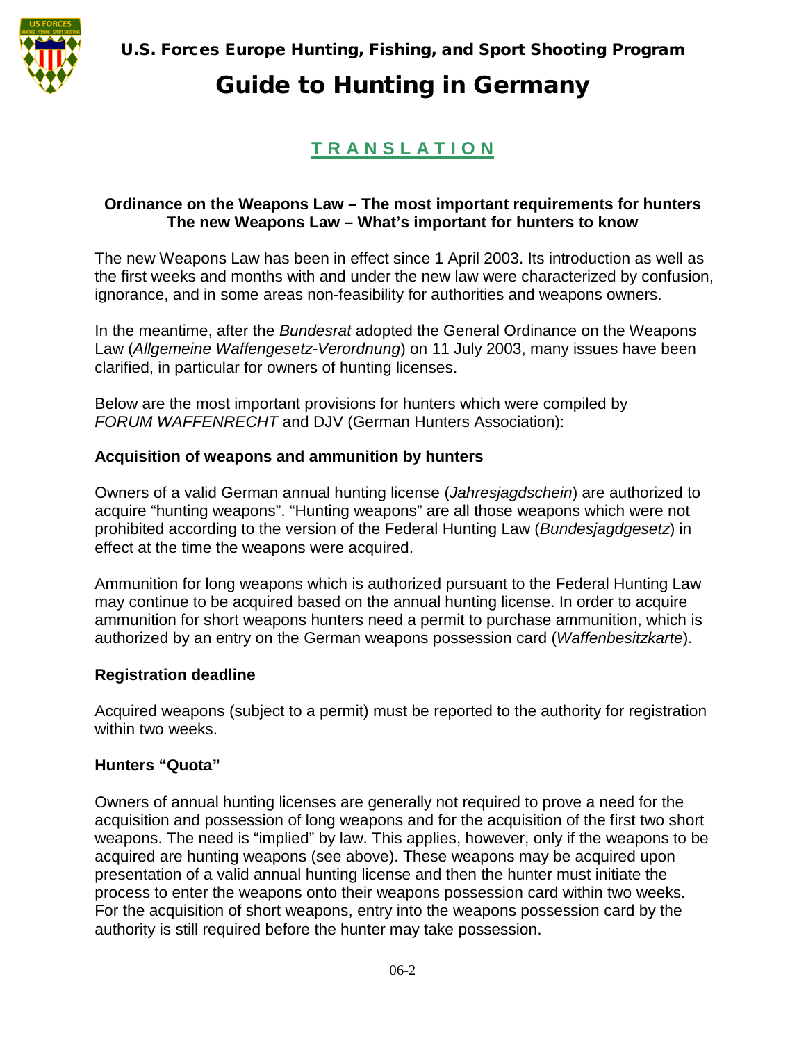# Guide to Hunting in Germany

## TRANSLATION

### Ordinance on the Weapons Law – The most important requirements for hunters
### The new Weapons Law – What's important for hunters to know

The new Weapons Law has been in effect since 1 April 2003. Its introduction as well as the first weeks and months with and under the new law were characterized by confusion, ignorance, and in some areas non-feasibility for authorities and weapons owners.

In the meantime, after the *Bundesrat* adopted the General Ordinance on the Weapons Law (*Allgemeine Waffengesetz-Verordnung*) on 11 July 2003, many issues have been clarified, in particular for owners of hunting licenses.

Below are the most important provisions for hunters which were compiled by *FORUM WAFFENRECHT* and DJV (German Hunters Association):

### Acquisition of weapons and ammunition by hunters

Owners of a valid German annual hunting license (*Jahresjagdschein*) are authorized to acquire "hunting weapons". "Hunting weapons" are all those weapons which were not prohibited according to the version of the Federal Hunting Law (*Bundesjagdgesetz*) in effect at the time the weapons were acquired.

Ammunition for long weapons which is authorized pursuant to the Federal Hunting Law may continue to be acquired based on the annual hunting license. In order to acquire ammunition for short weapons hunters need a permit to purchase ammunition, which is authorized by an entry on the German weapons possession card (*Waffenbesitzkarte*).

### Registration deadline

Acquired weapons (subject to a permit) must be reported to the authority for registration within two weeks.

### Hunters "Quota"

Owners of annual hunting licenses are generally not required to prove a need for the acquisition and possession of long weapons and for the acquisition of the first two short weapons. The need is "implied" by law. This applies, however, only if the weapons to be acquired are hunting weapons (see above). These weapons may be acquired upon presentation of a valid annual hunting license and then the hunter must initiate the process to enter the weapons onto their weapons possession card within two weeks. For the acquisition of short weapons, entry into the weapons possession card by the authority is still required before the hunter may take possession.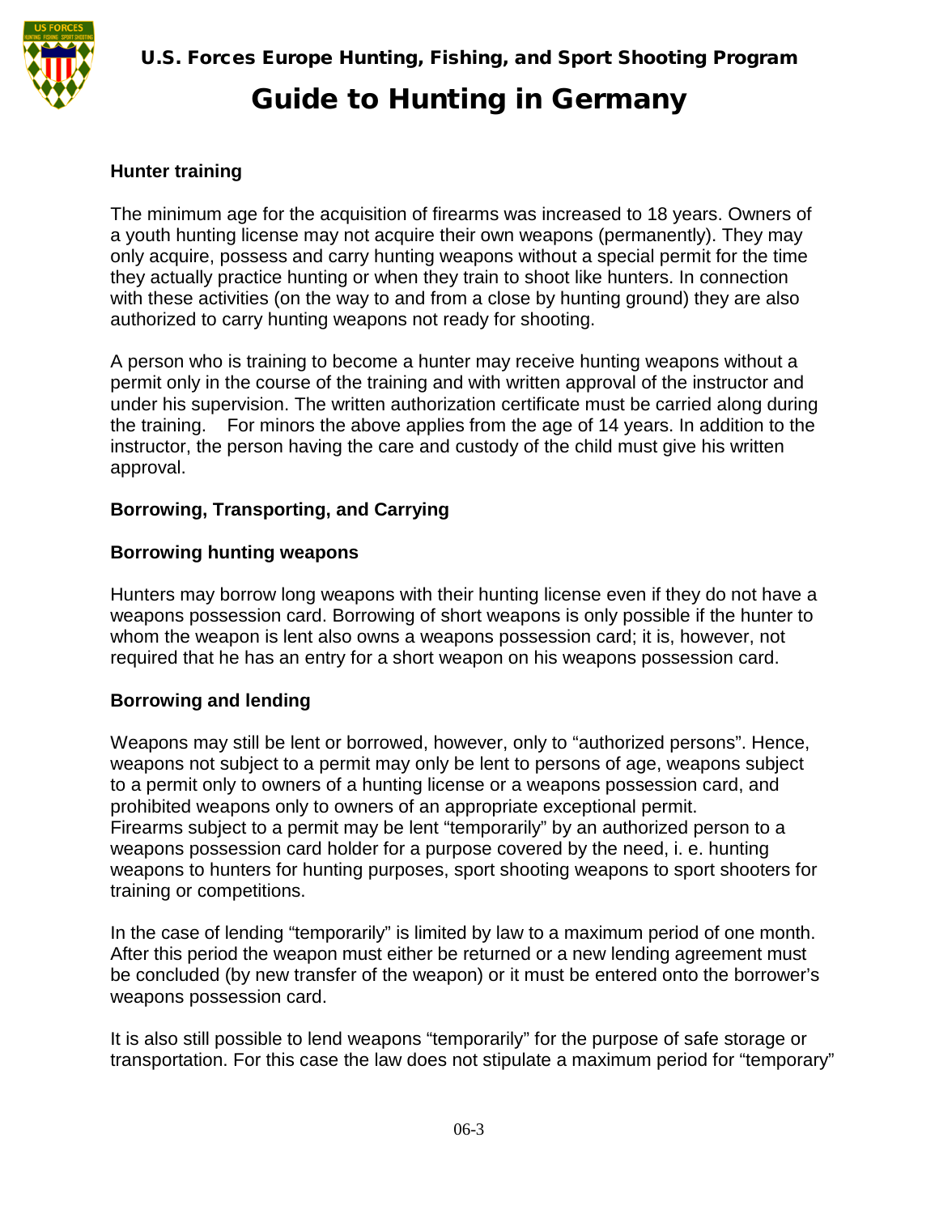**Hunter training**

The minimum age for the acquisition of firearms was increased to 18 years. Owners of a youth hunting license may not acquire their own weapons (permanently). They may only acquire, possess and carry hunting weapons without a special permit for the time they actually practice hunting or when they train to shoot like hunters. In connection with these activities (on the way to and from a close by hunting ground) they are also authorized to carry hunting weapons not ready for shooting.

A person who is training to become a hunter may receive hunting weapons without a permit only in the course of the training and with written approval of the instructor and under his supervision. The written authorization certificate must be carried along during the training. For minors the above applies from the age of 14 years. In addition to the instructor, the person having the care and custody of the child must give his written approval.

**Borrowing, Transporting, and Carrying**

**Borrowing hunting weapons**

Hunters may borrow long weapons with their hunting license even if they do not have a weapons possession card. Borrowing of short weapons is only possible if the hunter to whom the weapon is lent also owns a weapons possession card; it is, however, not required that he has an entry for a short weapon on his weapons possession card.

**Borrowing and lending**

Weapons may still be lent or borrowed, however, only to “authorized persons”. Hence, weapons not subject to a permit may only be lent to persons of age, weapons subject to a permit only to owners of a hunting license or a weapons possession card, and prohibited weapons only to owners of an appropriate exceptional permit.
Firearms subject to a permit may be lent “temporarily” by an authorized person to a weapons possession card holder for a purpose covered by the need, i. e. hunting weapons to hunters for hunting purposes, sport shooting weapons to sport shooters for training or competitions.

In the case of lending “temporarily” is limited by law to a maximum period of one month. After this period the weapon must either be returned or a new lending agreement must be concluded (by new transfer of the weapon) or it must be entered onto the borrower’s weapons possession card.

It is also still possible to lend weapons “temporarily” for the purpose of safe storage or transportation. For this case the law does not stipulate a maximum period for “temporary”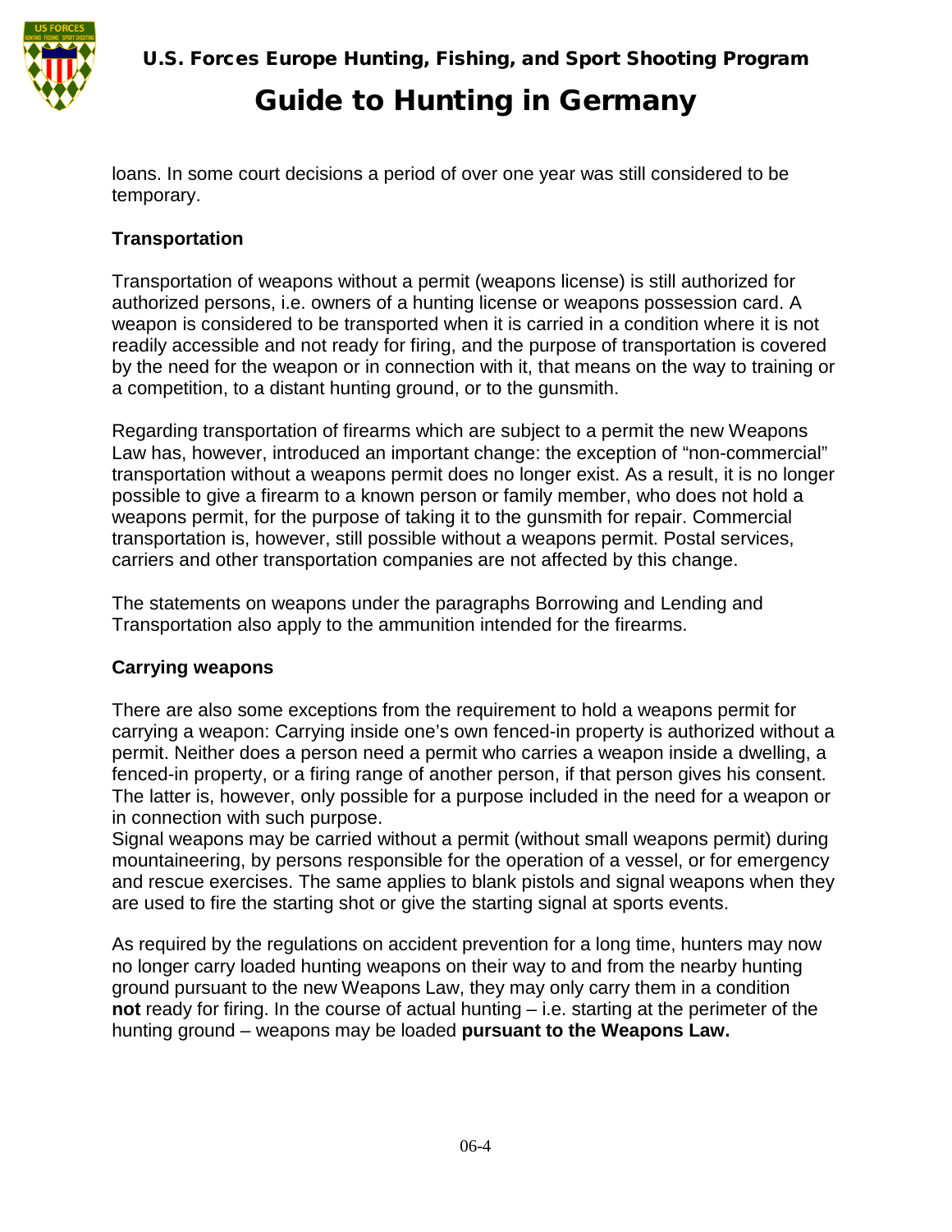loans. In some court decisions a period of over one year was still considered to be temporary.

**Transportation**

Transportation of weapons without a permit (weapons license) is still authorized for authorized persons, i.e. owners of a hunting license or weapons possession card. A weapon is considered to be transported when it is carried in a condition where it is not readily accessible and not ready for firing, and the purpose of transportation is covered by the need for the weapon or in connection with it, that means on the way to training or a competition, to a distant hunting ground, or to the gunsmith.

Regarding transportation of firearms which are subject to a permit the new Weapons Law has, however, introduced an important change: the exception of "non-commercial" transportation without a weapons permit does no longer exist. As a result, it is no longer possible to give a firearm to a known person or family member, who does not hold a weapons permit, for the purpose of taking it to the gunsmith for repair. Commercial transportation is, however, still possible without a weapons permit. Postal services, carriers and other transportation companies are not affected by this change.

The statements on weapons under the paragraphs Borrowing and Lending and Transportation also apply to the ammunition intended for the firearms.

**Carrying weapons**

There are also some exceptions from the requirement to hold a weapons permit for carrying a weapon: Carrying inside one's own fenced-in property is authorized without a permit. Neither does a person need a permit who carries a weapon inside a dwelling, a fenced-in property, or a firing range of another person, if that person gives his consent. The latter is, however, only possible for a purpose included in the need for a weapon or in connection with such purpose.
Signal weapons may be carried without a permit (without small weapons permit) during mountaineering, by persons responsible for the operation of a vessel, or for emergency and rescue exercises. The same applies to blank pistols and signal weapons when they are used to fire the starting shot or give the starting signal at sports events.

As required by the regulations on accident prevention for a long time, hunters may now no longer carry loaded hunting weapons on their way to and from the nearby hunting ground pursuant to the new Weapons Law, they may only carry them in a condition **not** ready for firing. In the course of actual hunting – i.e. starting at the perimeter of the hunting ground – weapons may be loaded **pursuant to the Weapons Law.**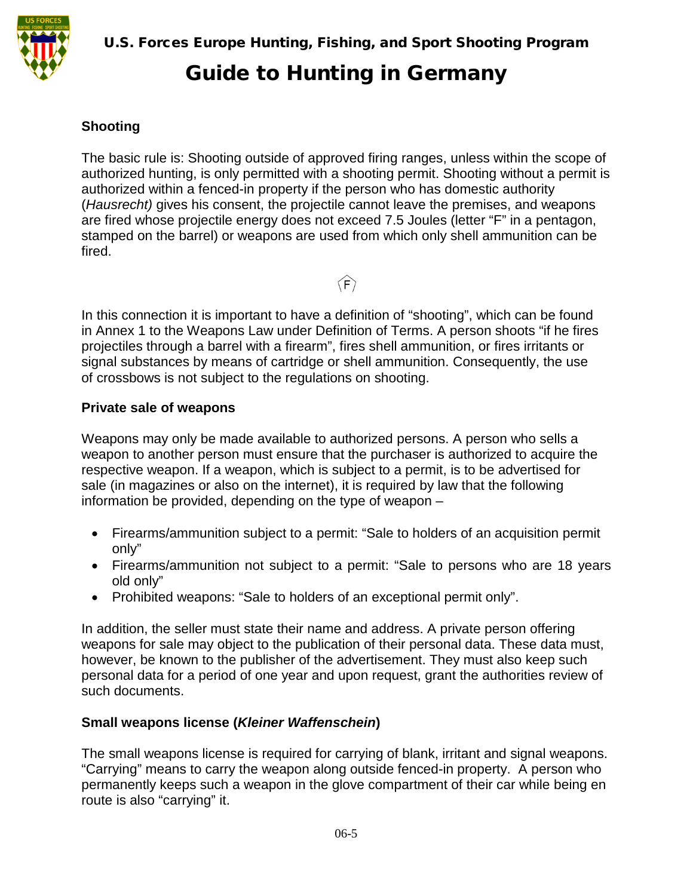### Shooting

The basic rule is: Shooting outside of approved firing ranges, unless within the scope of authorized hunting, is only permitted with a shooting permit. Shooting without a permit is authorized within a fenced-in property if the person who has domestic authority (*Hausrecht)* gives his consent, the projectile cannot leave the premises, and weapons are fired whose projectile energy does not exceed 7.5 Joules (letter “F” in a pentagon, stamped on the barrel) or weapons are used from which only shell ammunition can be fired.

F

In this connection it is important to have a definition of “shooting”, which can be found in Annex 1 to the Weapons Law under Definition of Terms. A person shoots “if he fires projectiles through a barrel with a firearm”, fires shell ammunition, or fires irritants or signal substances by means of cartridge or shell ammunition. Consequently, the use of crossbows is not subject to the regulations on shooting.

### Private sale of weapons

Weapons may only be made available to authorized persons. A person who sells a weapon to another person must ensure that the purchaser is authorized to acquire the respective weapon. If a weapon, which is subject to a permit, is to be advertised for sale (in magazines or also on the internet), it is required by law that the following information be provided, depending on the type of weapon –

- Firearms/ammunition subject to a permit: “Sale to holders of an acquisition permit only”
- Firearms/ammunition not subject to a permit: “Sale to persons who are 18 years old only”
- Prohibited weapons: “Sale to holders of an exceptional permit only”.

In addition, the seller must state their name and address. A private person offering weapons for sale may object to the publication of their personal data. These data must, however, be known to the publisher of the advertisement. They must also keep such personal data for a period of one year and upon request, grant the authorities review of such documents.

### Small weapons license (*Kleiner Waffenschein*)

The small weapons license is required for carrying of blank, irritant and signal weapons. “Carrying” means to carry the weapon along outside fenced-in property. A person who permanently keeps such a weapon in the glove compartment of their car while being en route is also “carrying” it.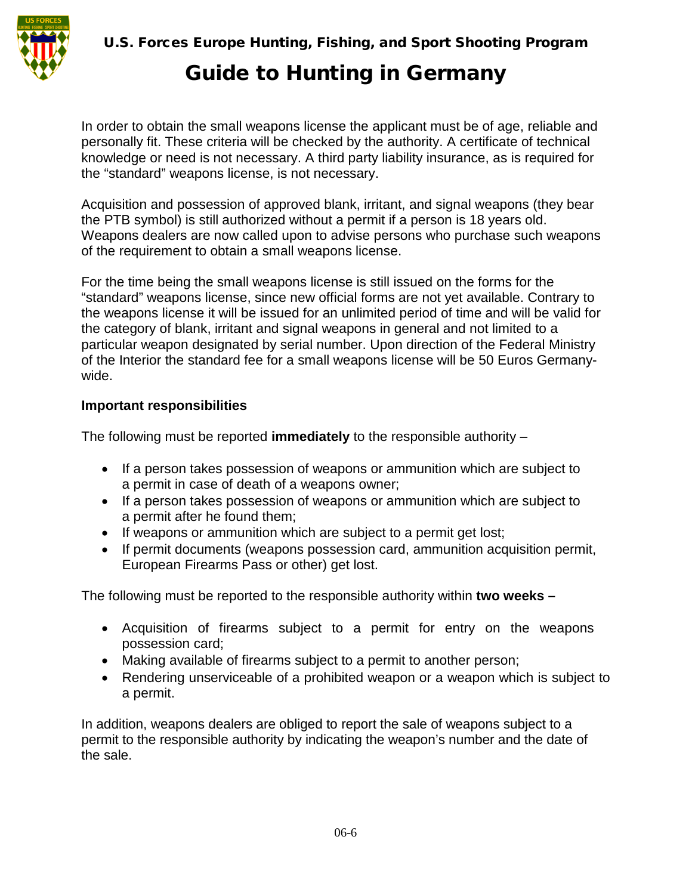In order to obtain the small weapons license the applicant must be of age, reliable and personally fit. These criteria will be checked by the authority. A certificate of technical knowledge or need is not necessary. A third party liability insurance, as is required for the "standard" weapons license, is not necessary.

Acquisition and possession of approved blank, irritant, and signal weapons (they bear the PTB symbol) is still authorized without a permit if a person is 18 years old. Weapons dealers are now called upon to advise persons who purchase such weapons of the requirement to obtain a small weapons license.

For the time being the small weapons license is still issued on the forms for the "standard" weapons license, since new official forms are not yet available. Contrary to the weapons license it will be issued for an unlimited period of time and will be valid for the category of blank, irritant and signal weapons in general and not limited to a particular weapon designated by serial number. Upon direction of the Federal Ministry of the Interior the standard fee for a small weapons license will be 50 Euros Germany-wide.

**Important responsibilities**

The following must be reported **immediately** to the responsible authority –

- If a person takes possession of weapons or ammunition which are subject to a permit in case of death of a weapons owner;
- If a person takes possession of weapons or ammunition which are subject to a permit after he found them;
- If weapons or ammunition which are subject to a permit get lost;
- If permit documents (weapons possession card, ammunition acquisition permit, European Firearms Pass or other) get lost.

The following must be reported to the responsible authority within **two weeks –**

- Acquisition of firearms subject to a permit for entry on the weapons possession card;
- Making available of firearms subject to a permit to another person;
- Rendering unserviceable of a prohibited weapon or a weapon which is subject to a permit.

In addition, weapons dealers are obliged to report the sale of weapons subject to a permit to the responsible authority by indicating the weapon's number and the date of the sale.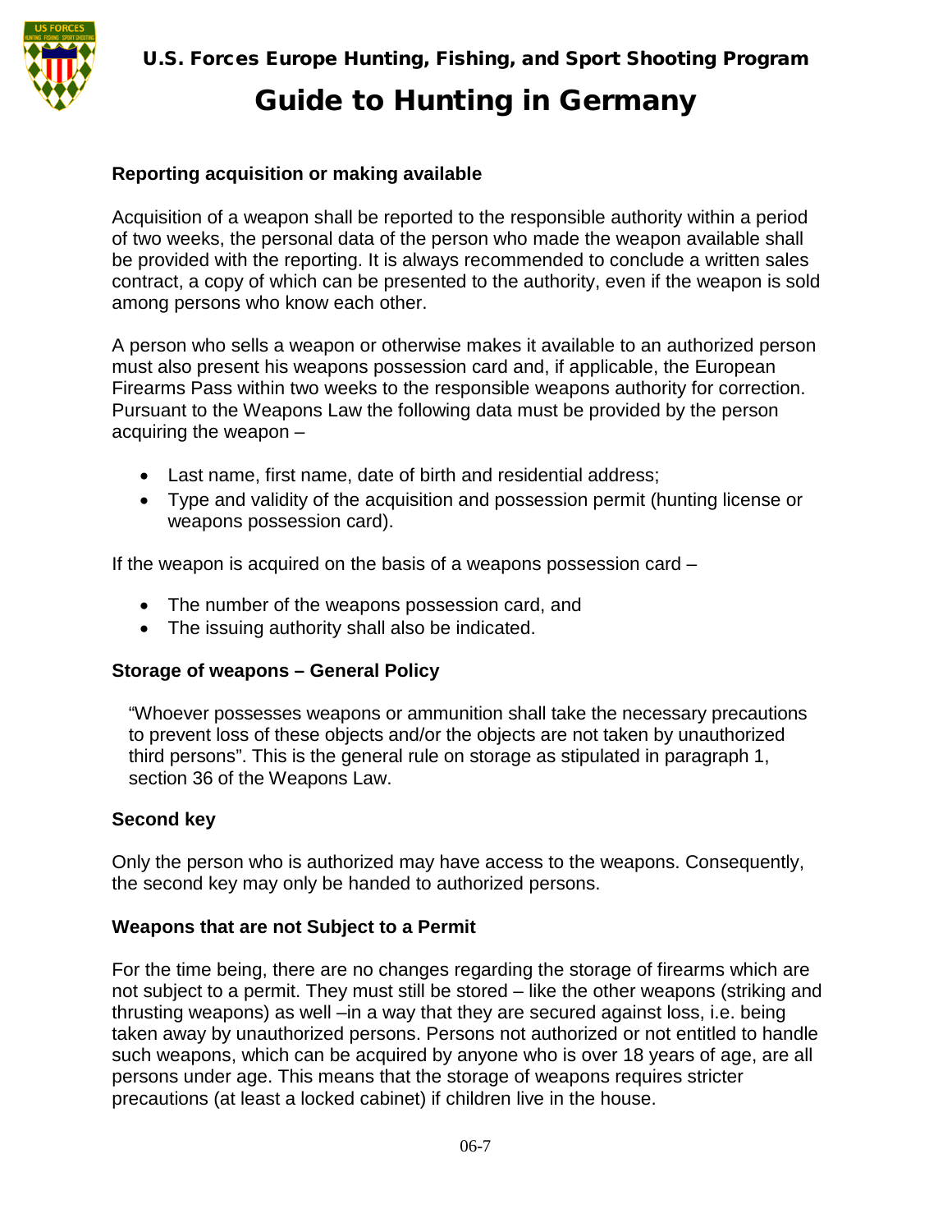## Reporting acquisition or making available

Acquisition of a weapon shall be reported to the responsible authority within a period of two weeks, the personal data of the person who made the weapon available shall be provided with the reporting. It is always recommended to conclude a written sales contract, a copy of which can be presented to the authority, even if the weapon is sold among persons who know each other.

A person who sells a weapon or otherwise makes it available to an authorized person must also present his weapons possession card and, if applicable, the European Firearms Pass within two weeks to the responsible weapons authority for correction. Pursuant to the Weapons Law the following data must be provided by the person acquiring the weapon –

- Last name, first name, date of birth and residential address;
- Type and validity of the acquisition and possession permit (hunting license or weapons possession card).

If the weapon is acquired on the basis of a weapons possession card –

- The number of the weapons possession card, and
- The issuing authority shall also be indicated.

## Storage of weapons – General Policy

"Whoever possesses weapons or ammunition shall take the necessary precautions to prevent loss of these objects and/or the objects are not taken by unauthorized third persons". This is the general rule on storage as stipulated in paragraph 1, section 36 of the Weapons Law.

## Second key

Only the person who is authorized may have access to the weapons. Consequently, the second key may only be handed to authorized persons.

## Weapons that are not Subject to a Permit

For the time being, there are no changes regarding the storage of firearms which are not subject to a permit. They must still be stored – like the other weapons (striking and thrusting weapons) as well –in a way that they are secured against loss, i.e. being taken away by unauthorized persons. Persons not authorized or not entitled to handle such weapons, which can be acquired by anyone who is over 18 years of age, are all persons under age. This means that the storage of weapons requires stricter precautions (at least a locked cabinet) if children live in the house.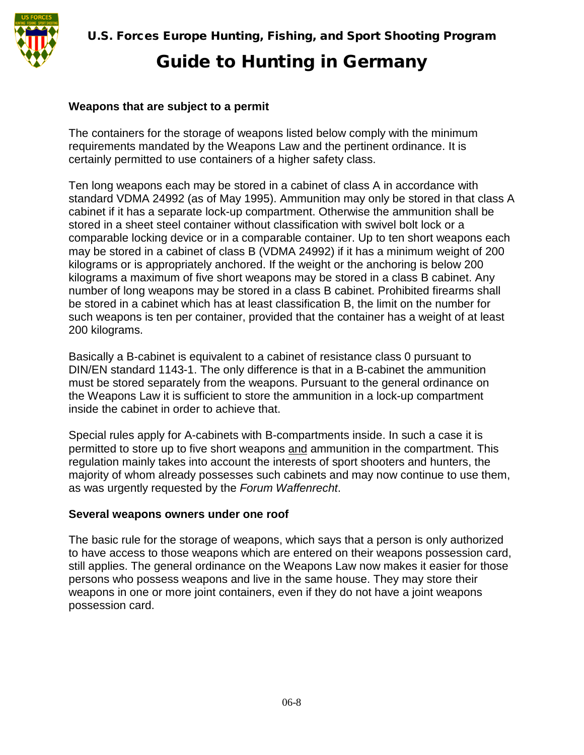**Weapons that are subject to a permit**

The containers for the storage of weapons listed below comply with the minimum requirements mandated by the Weapons Law and the pertinent ordinance. It is certainly permitted to use containers of a higher safety class.

Ten long weapons each may be stored in a cabinet of class A in accordance with standard VDMA 24992 (as of May 1995). Ammunition may only be stored in that class A cabinet if it has a separate lock-up compartment. Otherwise the ammunition shall be stored in a sheet steel container without classification with swivel bolt lock or a comparable locking device or in a comparable container. Up to ten short weapons each may be stored in a cabinet of class B (VDMA 24992) if it has a minimum weight of 200 kilograms or is appropriately anchored. If the weight or the anchoring is below 200 kilograms a maximum of five short weapons may be stored in a class B cabinet. Any number of long weapons may be stored in a class B cabinet. Prohibited firearms shall be stored in a cabinet which has at least classification B, the limit on the number for such weapons is ten per container, provided that the container has a weight of at least 200 kilograms.

Basically a B-cabinet is equivalent to a cabinet of resistance class 0 pursuant to DIN/EN standard 1143-1. The only difference is that in a B-cabinet the ammunition must be stored separately from the weapons. Pursuant to the general ordinance on the Weapons Law it is sufficient to store the ammunition in a lock-up compartment inside the cabinet in order to achieve that.

Special rules apply for A-cabinets with B-compartments inside. In such a case it is permitted to store up to five short weapons and ammunition in the compartment. This regulation mainly takes into account the interests of sport shooters and hunters, the majority of whom already possesses such cabinets and may now continue to use them, as was urgently requested by the *Forum Waffenrecht*.

**Several weapons owners under one roof**

The basic rule for the storage of weapons, which says that a person is only authorized to have access to those weapons which are entered on their weapons possession card, still applies. The general ordinance on the Weapons Law now makes it easier for those persons who possess weapons and live in the same house. They may store their weapons in one or more joint containers, even if they do not have a joint weapons possession card.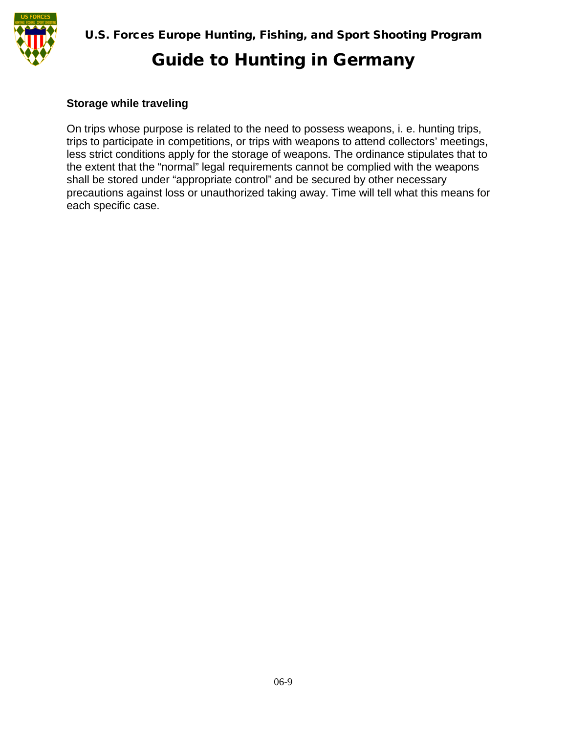**Storage while traveling**

On trips whose purpose is related to the need to possess weapons, i. e. hunting trips, trips to participate in competitions, or trips with weapons to attend collectors' meetings, less strict conditions apply for the storage of weapons. The ordinance stipulates that to the extent that the "normal" legal requirements cannot be complied with the weapons shall be stored under "appropriate control" and be secured by other necessary precautions against loss or unauthorized taking away. Time will tell what this means for each specific case.